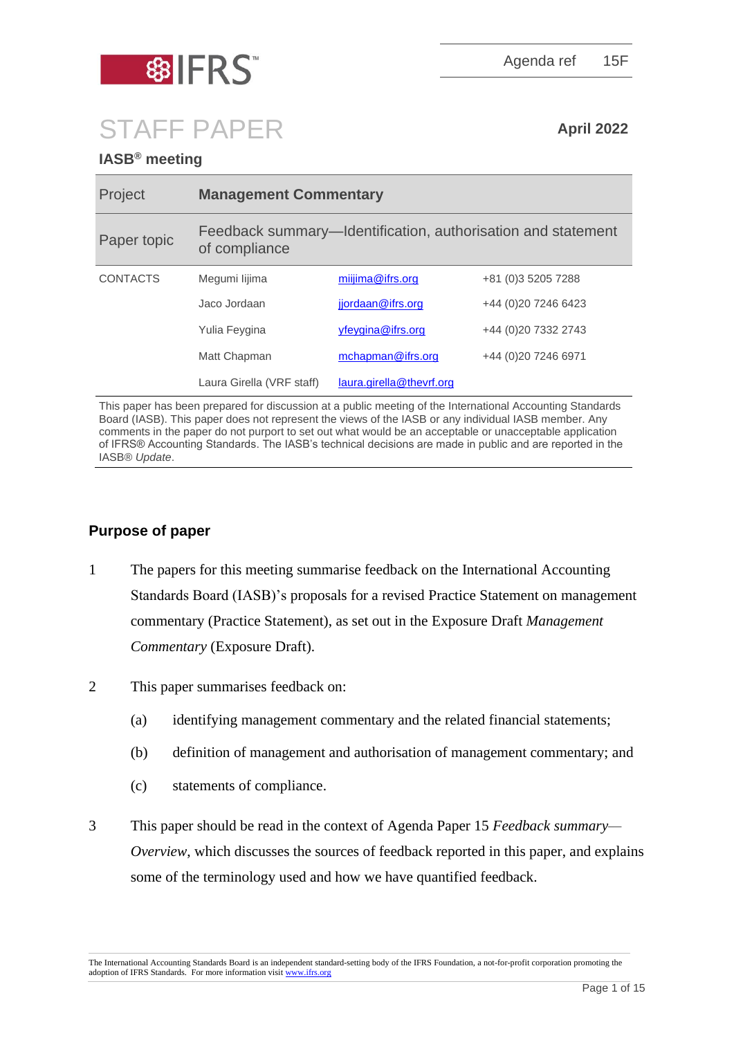Agenda ref 15F

# STAFF PAPER

**April 2022**

## IASB® meeting

| Project | **Management Commentary** | |
|---|---|---|
| Paper topic | Feedback summary—Identification, authorisation and statement of compliance | |

| CONTACTS | | | |
|---|---|---|---|
| | Megumi Iijima | miijima@ifrs.org | +81 (0)3 5205 7288 |
| | Jaco Jordaan | jjordaan@ifrs.org | +44 (0)20 7246 6423 |
| | Yulia Feygina | yfeygina@ifrs.org | +44 (0)20 7332 2743 |
| | Matt Chapman | mchapman@ifrs.org | +44 (0)20 7246 6971 |
| | Laura Girella (VRF staff) | laura.girella@thevrf.org | |

This paper has been prepared for discussion at a public meeting of the International Accounting Standards Board (IASB). This paper does not represent the views of the IASB or any individual IASB member. Any comments in the paper do not purport to set out what would be an acceptable or unacceptable application of IFRS® Accounting Standards. The IASB's technical decisions are made in public and are reported in the IASB® *Update*.

## Purpose of paper

1 The papers for this meeting summarise feedback on the International Accounting Standards Board (IASB)'s proposals for a revised Practice Statement on management commentary (Practice Statement), as set out in the Exposure Draft *Management Commentary* (Exposure Draft).

2 This paper summarises feedback on:

(a) identifying management commentary and the related financial statements;

(b) definition of management and authorisation of management commentary; and

(c) statements of compliance.

3 This paper should be read in the context of Agenda Paper 15 *Feedback summary—Overview*, which discusses the sources of feedback reported in this paper, and explains some of the terminology used and how we have quantified feedback.

The International Accounting Standards Board is an independent standard-setting body of the IFRS Foundation, a not-for-profit corporation promoting the adoption of IFRS Standards. For more information visit www.ifrs.org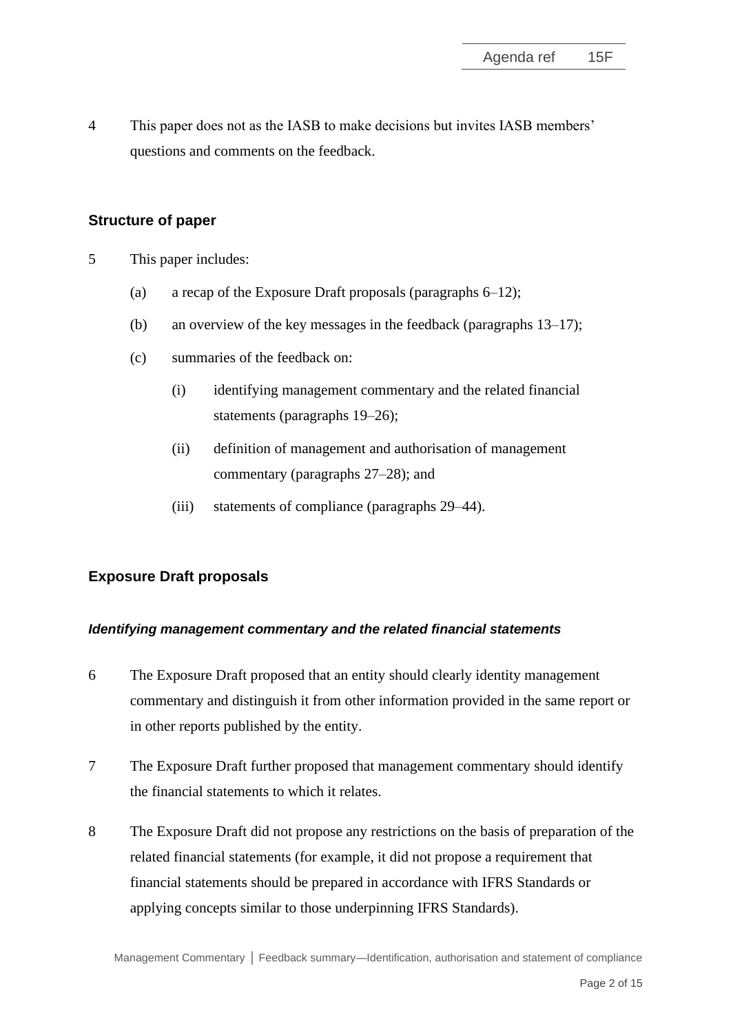4 This paper does not as the IASB to make decisions but invites IASB members' questions and comments on the feedback.

## Structure of paper

5 This paper includes:

(a) a recap of the Exposure Draft proposals (paragraphs 6–12);

(b) an overview of the key messages in the feedback (paragraphs 13–17);

(c) summaries of the feedback on:

(i) identifying management commentary and the related financial statements (paragraphs 19–26);

(ii) definition of management and authorisation of management commentary (paragraphs 27–28); and

(iii) statements of compliance (paragraphs 29–44).

## Exposure Draft proposals

### *Identifying management commentary and the related financial statements*

6 The Exposure Draft proposed that an entity should clearly identity management commentary and distinguish it from other information provided in the same report or in other reports published by the entity.

7 The Exposure Draft further proposed that management commentary should identify the financial statements to which it relates.

8 The Exposure Draft did not propose any restrictions on the basis of preparation of the related financial statements (for example, it did not propose a requirement that financial statements should be prepared in accordance with IFRS Standards or applying concepts similar to those underpinning IFRS Standards).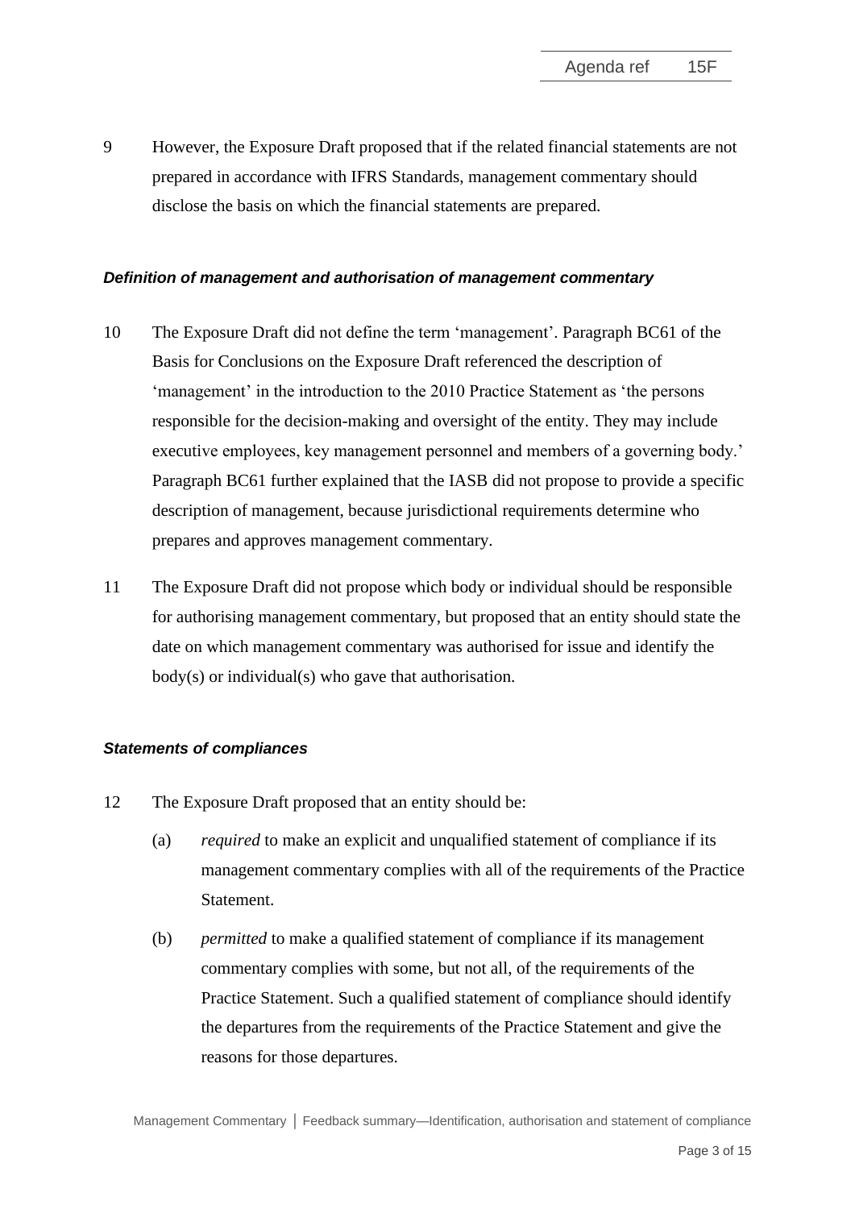9 However, the Exposure Draft proposed that if the related financial statements are not prepared in accordance with IFRS Standards, management commentary should disclose the basis on which the financial statements are prepared.

### *Definition of management and authorisation of management commentary*

10 The Exposure Draft did not define the term 'management'. Paragraph BC61 of the Basis for Conclusions on the Exposure Draft referenced the description of 'management' in the introduction to the 2010 Practice Statement as 'the persons responsible for the decision-making and oversight of the entity. They may include executive employees, key management personnel and members of a governing body.' Paragraph BC61 further explained that the IASB did not propose to provide a specific description of management, because jurisdictional requirements determine who prepares and approves management commentary.

11 The Exposure Draft did not propose which body or individual should be responsible for authorising management commentary, but proposed that an entity should state the date on which management commentary was authorised for issue and identify the body(s) or individual(s) who gave that authorisation.

### *Statements of compliances*

12 The Exposure Draft proposed that an entity should be:

(a) *required* to make an explicit and unqualified statement of compliance if its management commentary complies with all of the requirements of the Practice Statement.

(b) *permitted* to make a qualified statement of compliance if its management commentary complies with some, but not all, of the requirements of the Practice Statement. Such a qualified statement of compliance should identify the departures from the requirements of the Practice Statement and give the reasons for those departures.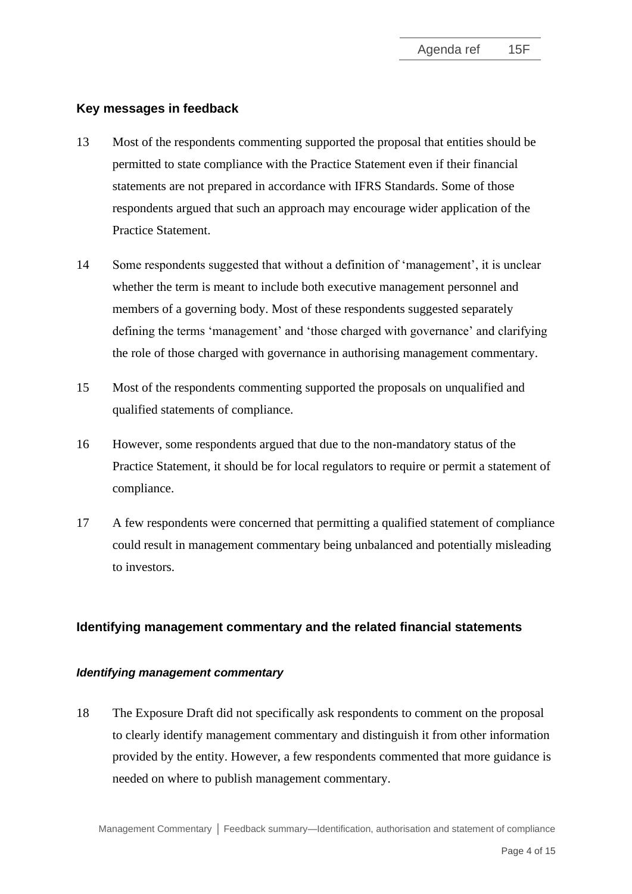## Key messages in feedback

13 Most of the respondents commenting supported the proposal that entities should be permitted to state compliance with the Practice Statement even if their financial statements are not prepared in accordance with IFRS Standards. Some of those respondents argued that such an approach may encourage wider application of the Practice Statement.

14 Some respondents suggested that without a definition of 'management', it is unclear whether the term is meant to include both executive management personnel and members of a governing body. Most of these respondents suggested separately defining the terms 'management' and 'those charged with governance' and clarifying the role of those charged with governance in authorising management commentary.

15 Most of the respondents commenting supported the proposals on unqualified and qualified statements of compliance.

16 However, some respondents argued that due to the non-mandatory status of the Practice Statement, it should be for local regulators to require or permit a statement of compliance.

17 A few respondents were concerned that permitting a qualified statement of compliance could result in management commentary being unbalanced and potentially misleading to investors.

## Identifying management commentary and the related financial statements

### *Identifying management commentary*

18 The Exposure Draft did not specifically ask respondents to comment on the proposal to clearly identify management commentary and distinguish it from other information provided by the entity. However, a few respondents commented that more guidance is needed on where to publish management commentary.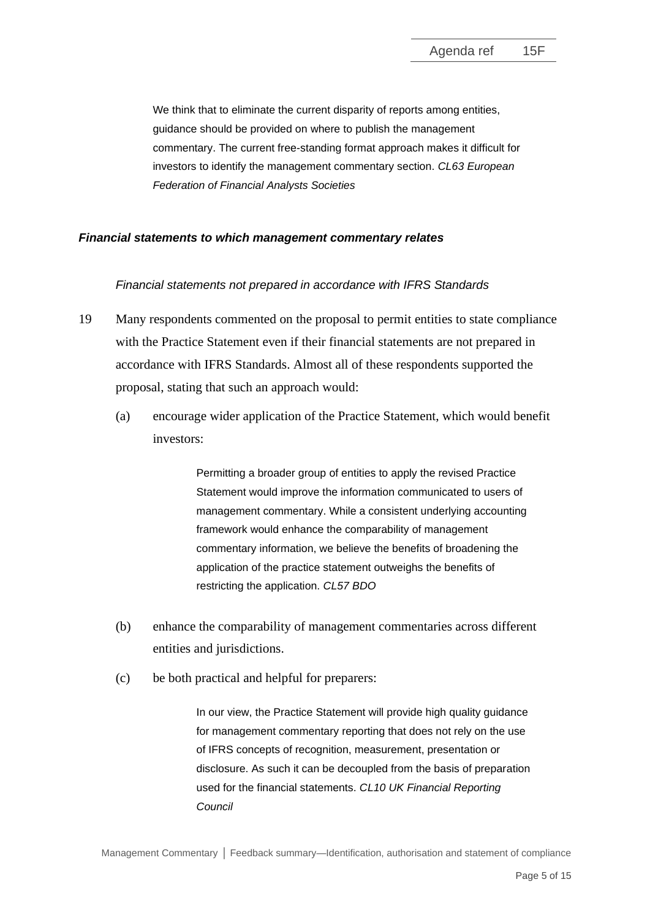> We think that to eliminate the current disparity of reports among entities, guidance should be provided on where to publish the management commentary. The current free-standing format approach makes it difficult for investors to identify the management commentary section. *CL63 European Federation of Financial Analysts Societies*

### ***Financial statements to which management commentary relates***

*Financial statements not prepared in accordance with IFRS Standards*

19 Many respondents commented on the proposal to permit entities to state compliance with the Practice Statement even if their financial statements are not prepared in accordance with IFRS Standards. Almost all of these respondents supported the proposal, stating that such an approach would:

(a) encourage wider application of the Practice Statement, which would benefit investors:

> Permitting a broader group of entities to apply the revised Practice Statement would improve the information communicated to users of management commentary. While a consistent underlying accounting framework would enhance the comparability of management commentary information, we believe the benefits of broadening the application of the practice statement outweighs the benefits of restricting the application. *CL57 BDO*

(b) enhance the comparability of management commentaries across different entities and jurisdictions.

(c) be both practical and helpful for preparers:

> In our view, the Practice Statement will provide high quality guidance for management commentary reporting that does not rely on the use of IFRS concepts of recognition, measurement, presentation or disclosure. As such it can be decoupled from the basis of preparation used for the financial statements. *CL10 UK Financial Reporting Council*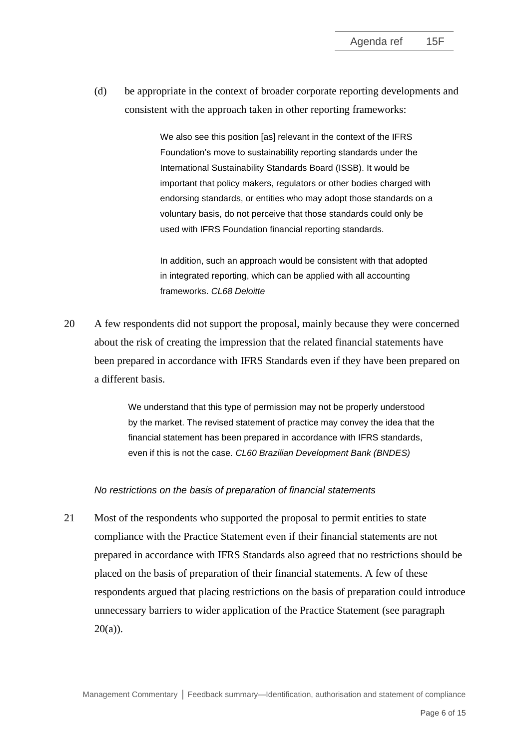(d) be appropriate in the context of broader corporate reporting developments and consistent with the approach taken in other reporting frameworks:

> We also see this position [as] relevant in the context of the IFRS Foundation's move to sustainability reporting standards under the International Sustainability Standards Board (ISSB). It would be important that policy makers, regulators or other bodies charged with endorsing standards, or entities who may adopt those standards on a voluntary basis, do not perceive that those standards could only be used with IFRS Foundation financial reporting standards.
>
> In addition, such an approach would be consistent with that adopted in integrated reporting, which can be applied with all accounting frameworks. *CL68 Deloitte*

20 A few respondents did not support the proposal, mainly because they were concerned about the risk of creating the impression that the related financial statements have been prepared in accordance with IFRS Standards even if they have been prepared on a different basis.

> We understand that this type of permission may not be properly understood by the market. The revised statement of practice may convey the idea that the financial statement has been prepared in accordance with IFRS standards, even if this is not the case. *CL60 Brazilian Development Bank (BNDES)*

*No restrictions on the basis of preparation of financial statements*

21 Most of the respondents who supported the proposal to permit entities to state compliance with the Practice Statement even if their financial statements are not prepared in accordance with IFRS Standards also agreed that no restrictions should be placed on the basis of preparation of their financial statements. A few of these respondents argued that placing restrictions on the basis of preparation could introduce unnecessary barriers to wider application of the Practice Statement (see paragraph 20(a)).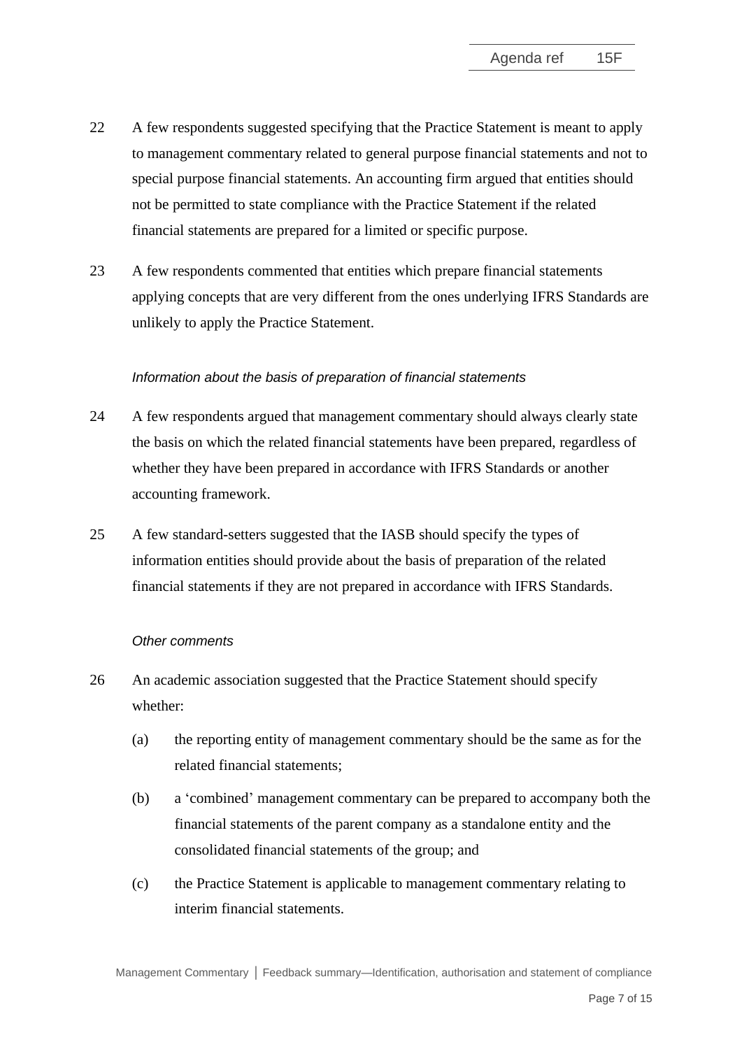22 A few respondents suggested specifying that the Practice Statement is meant to apply to management commentary related to general purpose financial statements and not to special purpose financial statements. An accounting firm argued that entities should not be permitted to state compliance with the Practice Statement if the related financial statements are prepared for a limited or specific purpose.

23 A few respondents commented that entities which prepare financial statements applying concepts that are very different from the ones underlying IFRS Standards are unlikely to apply the Practice Statement.

*Information about the basis of preparation of financial statements*

24 A few respondents argued that management commentary should always clearly state the basis on which the related financial statements have been prepared, regardless of whether they have been prepared in accordance with IFRS Standards or another accounting framework.

25 A few standard-setters suggested that the IASB should specify the types of information entities should provide about the basis of preparation of the related financial statements if they are not prepared in accordance with IFRS Standards.

*Other comments*

26 An academic association suggested that the Practice Statement should specify whether:

(a) the reporting entity of management commentary should be the same as for the related financial statements;

(b) a 'combined' management commentary can be prepared to accompany both the financial statements of the parent company as a standalone entity and the consolidated financial statements of the group; and

(c) the Practice Statement is applicable to management commentary relating to interim financial statements.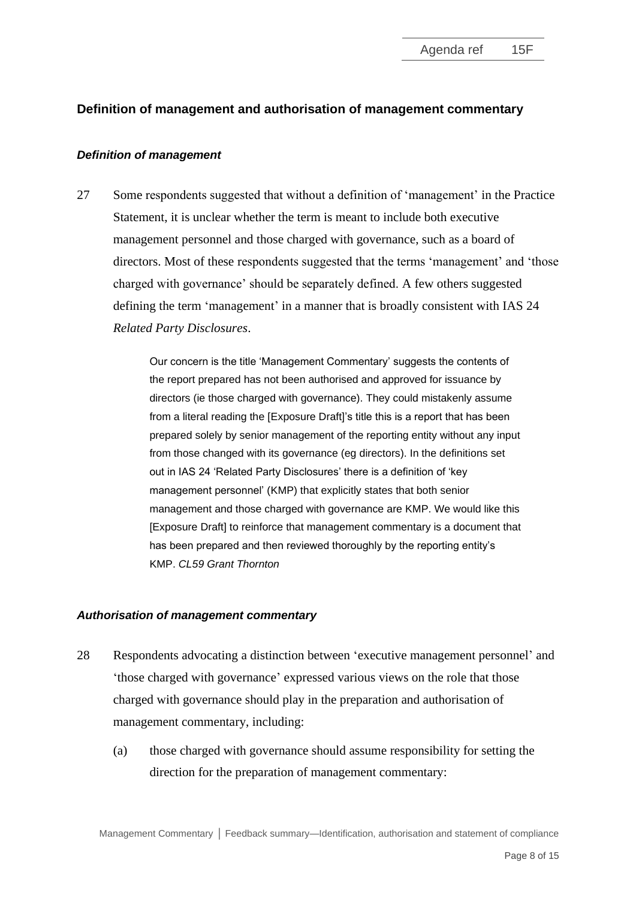## Definition of management and authorisation of management commentary

### *Definition of management*

27 Some respondents suggested that without a definition of 'management' in the Practice Statement, it is unclear whether the term is meant to include both executive management personnel and those charged with governance, such as a board of directors. Most of these respondents suggested that the terms 'management' and 'those charged with governance' should be separately defined. A few others suggested defining the term 'management' in a manner that is broadly consistent with IAS 24 *Related Party Disclosures*.

> Our concern is the title 'Management Commentary' suggests the contents of the report prepared has not been authorised and approved for issuance by directors (ie those charged with governance). They could mistakenly assume from a literal reading the [Exposure Draft]'s title this is a report that has been prepared solely by senior management of the reporting entity without any input from those changed with its governance (eg directors). In the definitions set out in IAS 24 'Related Party Disclosures' there is a definition of 'key management personnel' (KMP) that explicitly states that both senior management and those charged with governance are KMP. We would like this [Exposure Draft] to reinforce that management commentary is a document that has been prepared and then reviewed thoroughly by the reporting entity's KMP. *CL59 Grant Thornton*

### *Authorisation of management commentary*

28 Respondents advocating a distinction between 'executive management personnel' and 'those charged with governance' expressed various views on the role that those charged with governance should play in the preparation and authorisation of management commentary, including:

(a) those charged with governance should assume responsibility for setting the direction for the preparation of management commentary: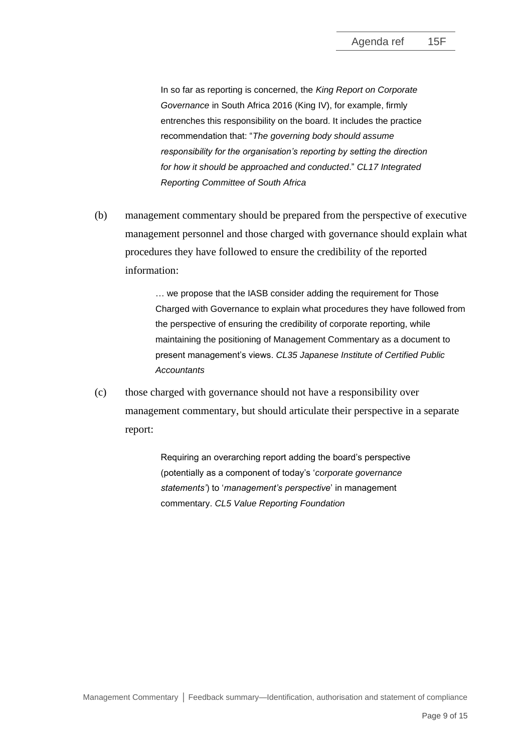> In so far as reporting is concerned, the *King Report on Corporate Governance* in South Africa 2016 (King IV), for example, firmly entrenches this responsibility on the board. It includes the practice recommendation that: "*The governing body should assume responsibility for the organisation's reporting by setting the direction for how it should be approached and conducted*." *CL17 Integrated Reporting Committee of South Africa*

(b) management commentary should be prepared from the perspective of executive management personnel and those charged with governance should explain what procedures they have followed to ensure the credibility of the reported information:

> … we propose that the IASB consider adding the requirement for Those Charged with Governance to explain what procedures they have followed from the perspective of ensuring the credibility of corporate reporting, while maintaining the positioning of Management Commentary as a document to present management's views. *CL35 Japanese Institute of Certified Public Accountants*

(c) those charged with governance should not have a responsibility over management commentary, but should articulate their perspective in a separate report:

> Requiring an overarching report adding the board's perspective (potentially as a component of today's '*corporate governance statements*') to '*management's perspective*' in management commentary. *CL5 Value Reporting Foundation*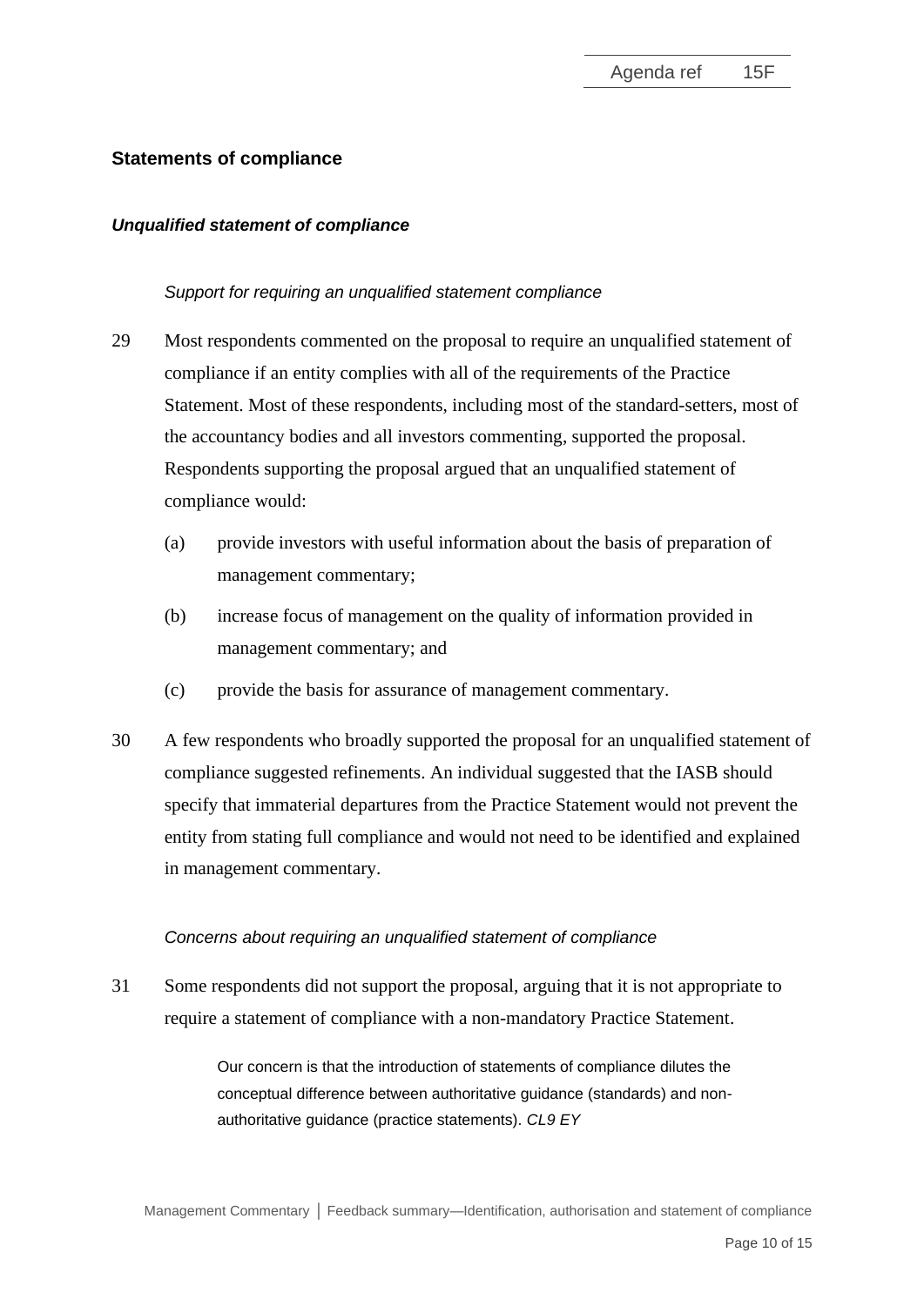## Statements of compliance

### *Unqualified statement of compliance*

*Support for requiring an unqualified statement compliance*

29 Most respondents commented on the proposal to require an unqualified statement of compliance if an entity complies with all of the requirements of the Practice Statement. Most of these respondents, including most of the standard-setters, most of the accountancy bodies and all investors commenting, supported the proposal. Respondents supporting the proposal argued that an unqualified statement of compliance would:

(a) provide investors with useful information about the basis of preparation of management commentary;

(b) increase focus of management on the quality of information provided in management commentary; and

(c) provide the basis for assurance of management commentary.

30 A few respondents who broadly supported the proposal for an unqualified statement of compliance suggested refinements. An individual suggested that the IASB should specify that immaterial departures from the Practice Statement would not prevent the entity from stating full compliance and would not need to be identified and explained in management commentary.

*Concerns about requiring an unqualified statement of compliance*

31 Some respondents did not support the proposal, arguing that it is not appropriate to require a statement of compliance with a non-mandatory Practice Statement.

> Our concern is that the introduction of statements of compliance dilutes the conceptual difference between authoritative guidance (standards) and non-authoritative guidance (practice statements). *CL9 EY*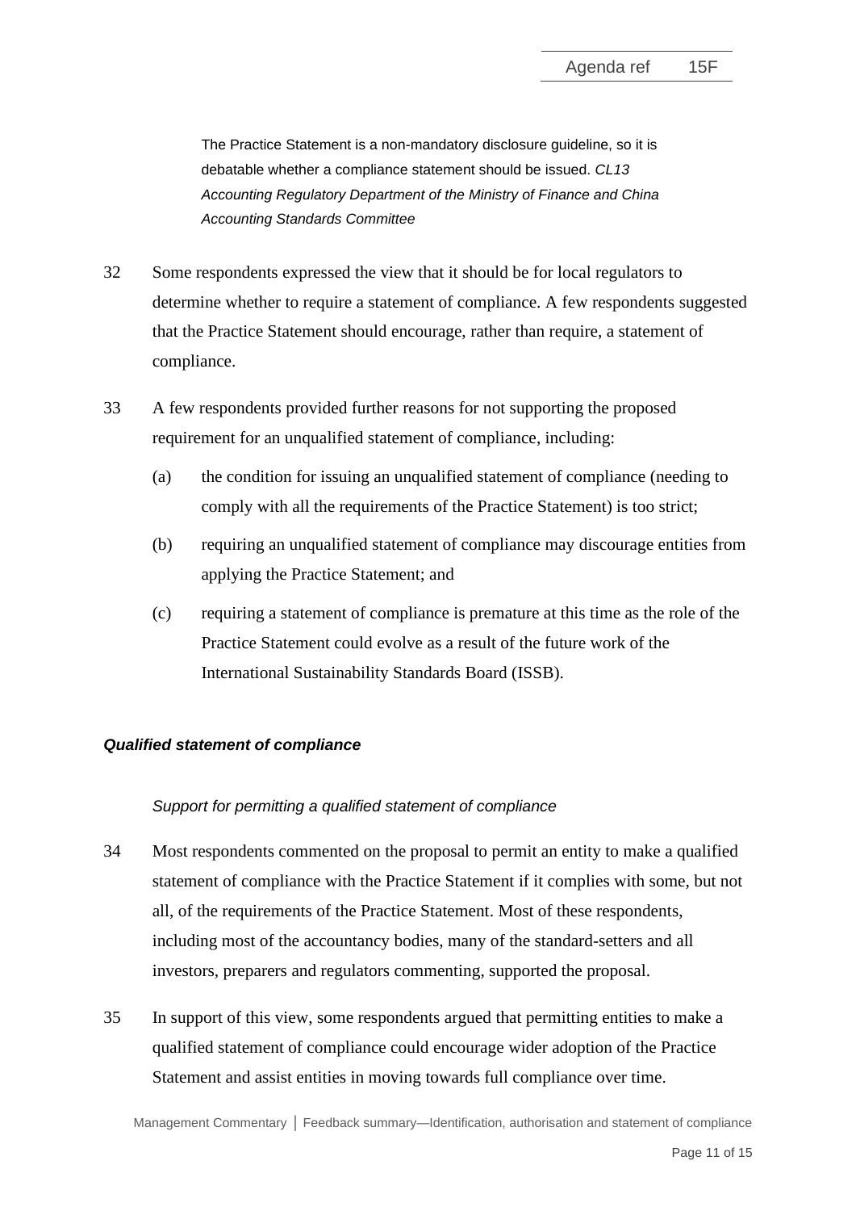> The Practice Statement is a non-mandatory disclosure guideline, so it is debatable whether a compliance statement should be issued. *CL13 Accounting Regulatory Department of the Ministry of Finance and China Accounting Standards Committee*

32 Some respondents expressed the view that it should be for local regulators to determine whether to require a statement of compliance. A few respondents suggested that the Practice Statement should encourage, rather than require, a statement of compliance.

33 A few respondents provided further reasons for not supporting the proposed requirement for an unqualified statement of compliance, including:

- (a) the condition for issuing an unqualified statement of compliance (needing to comply with all the requirements of the Practice Statement) is too strict;
- (b) requiring an unqualified statement of compliance may discourage entities from applying the Practice Statement; and
- (c) requiring a statement of compliance is premature at this time as the role of the Practice Statement could evolve as a result of the future work of the International Sustainability Standards Board (ISSB).

#### ***Qualified statement of compliance***

*Support for permitting a qualified statement of compliance*

34 Most respondents commented on the proposal to permit an entity to make a qualified statement of compliance with the Practice Statement if it complies with some, but not all, of the requirements of the Practice Statement. Most of these respondents, including most of the accountancy bodies, many of the standard-setters and all investors, preparers and regulators commenting, supported the proposal.

35 In support of this view, some respondents argued that permitting entities to make a qualified statement of compliance could encourage wider adoption of the Practice Statement and assist entities in moving towards full compliance over time.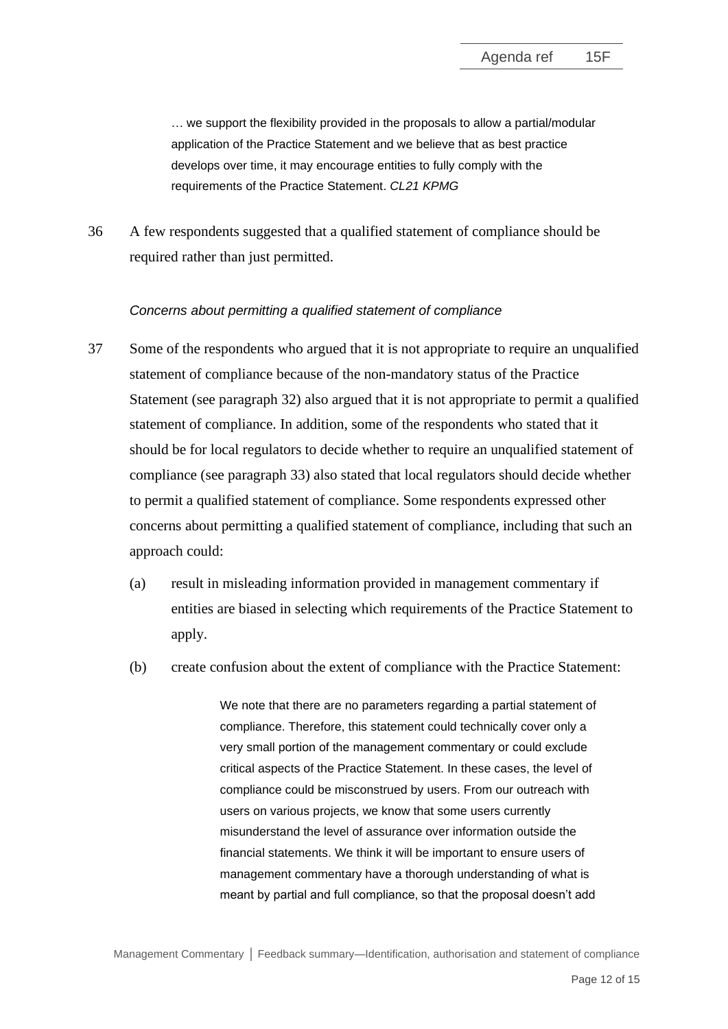> … we support the flexibility provided in the proposals to allow a partial/modular application of the Practice Statement and we believe that as best practice develops over time, it may encourage entities to fully comply with the requirements of the Practice Statement. *CL21 KPMG*

36 A few respondents suggested that a qualified statement of compliance should be required rather than just permitted.

*Concerns about permitting a qualified statement of compliance*

37 Some of the respondents who argued that it is not appropriate to require an unqualified statement of compliance because of the non-mandatory status of the Practice Statement (see paragraph 32) also argued that it is not appropriate to permit a qualified statement of compliance. In addition, some of the respondents who stated that it should be for local regulators to decide whether to require an unqualified statement of compliance (see paragraph 33) also stated that local regulators should decide whether to permit a qualified statement of compliance. Some respondents expressed other concerns about permitting a qualified statement of compliance, including that such an approach could:

(a) result in misleading information provided in management commentary if entities are biased in selecting which requirements of the Practice Statement to apply.

(b) create confusion about the extent of compliance with the Practice Statement:

> We note that there are no parameters regarding a partial statement of compliance. Therefore, this statement could technically cover only a very small portion of the management commentary or could exclude critical aspects of the Practice Statement. In these cases, the level of compliance could be misconstrued by users. From our outreach with users on various projects, we know that some users currently misunderstand the level of assurance over information outside the financial statements. We think it will be important to ensure users of management commentary have a thorough understanding of what is meant by partial and full compliance, so that the proposal doesn't add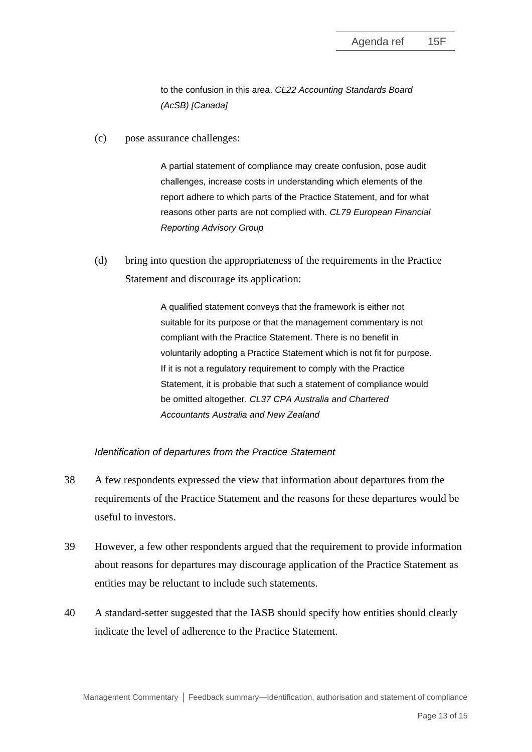> to the confusion in this area. *CL22 Accounting Standards Board (AcSB) [Canada]*

(c) pose assurance challenges:

> A partial statement of compliance may create confusion, pose audit challenges, increase costs in understanding which elements of the report adhere to which parts of the Practice Statement, and for what reasons other parts are not complied with. *CL79 European Financial Reporting Advisory Group*

(d) bring into question the appropriateness of the requirements in the Practice Statement and discourage its application:

> A qualified statement conveys that the framework is either not suitable for its purpose or that the management commentary is not compliant with the Practice Statement. There is no benefit in voluntarily adopting a Practice Statement which is not fit for purpose. If it is not a regulatory requirement to comply with the Practice Statement, it is probable that such a statement of compliance would be omitted altogether. *CL37 CPA Australia and Chartered Accountants Australia and New Zealand*

*Identification of departures from the Practice Statement*

38 A few respondents expressed the view that information about departures from the requirements of the Practice Statement and the reasons for these departures would be useful to investors.

39 However, a few other respondents argued that the requirement to provide information about reasons for departures may discourage application of the Practice Statement as entities may be reluctant to include such statements.

40 A standard-setter suggested that the IASB should specify how entities should clearly indicate the level of adherence to the Practice Statement.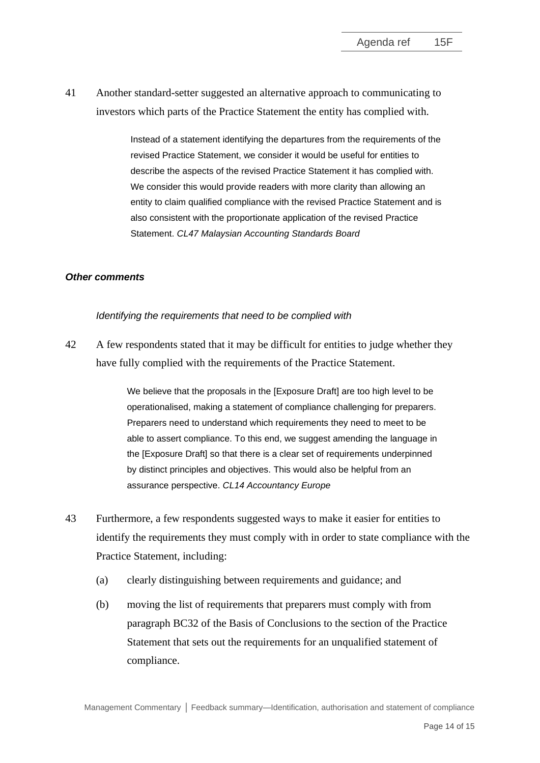41 Another standard-setter suggested an alternative approach to communicating to investors which parts of the Practice Statement the entity has complied with.

> Instead of a statement identifying the departures from the requirements of the revised Practice Statement, we consider it would be useful for entities to describe the aspects of the revised Practice Statement it has complied with. We consider this would provide readers with more clarity than allowing an entity to claim qualified compliance with the revised Practice Statement and is also consistent with the proportionate application of the revised Practice Statement. *CL47 Malaysian Accounting Standards Board*

***Other comments***

*Identifying the requirements that need to be complied with*

42 A few respondents stated that it may be difficult for entities to judge whether they have fully complied with the requirements of the Practice Statement.

> We believe that the proposals in the [Exposure Draft] are too high level to be operationalised, making a statement of compliance challenging for preparers. Preparers need to understand which requirements they need to meet to be able to assert compliance. To this end, we suggest amending the language in the [Exposure Draft] so that there is a clear set of requirements underpinned by distinct principles and objectives. This would also be helpful from an assurance perspective. *CL14 Accountancy Europe*

43 Furthermore, a few respondents suggested ways to make it easier for entities to identify the requirements they must comply with in order to state compliance with the Practice Statement, including:

(a) clearly distinguishing between requirements and guidance; and

(b) moving the list of requirements that preparers must comply with from paragraph BC32 of the Basis of Conclusions to the section of the Practice Statement that sets out the requirements for an unqualified statement of compliance.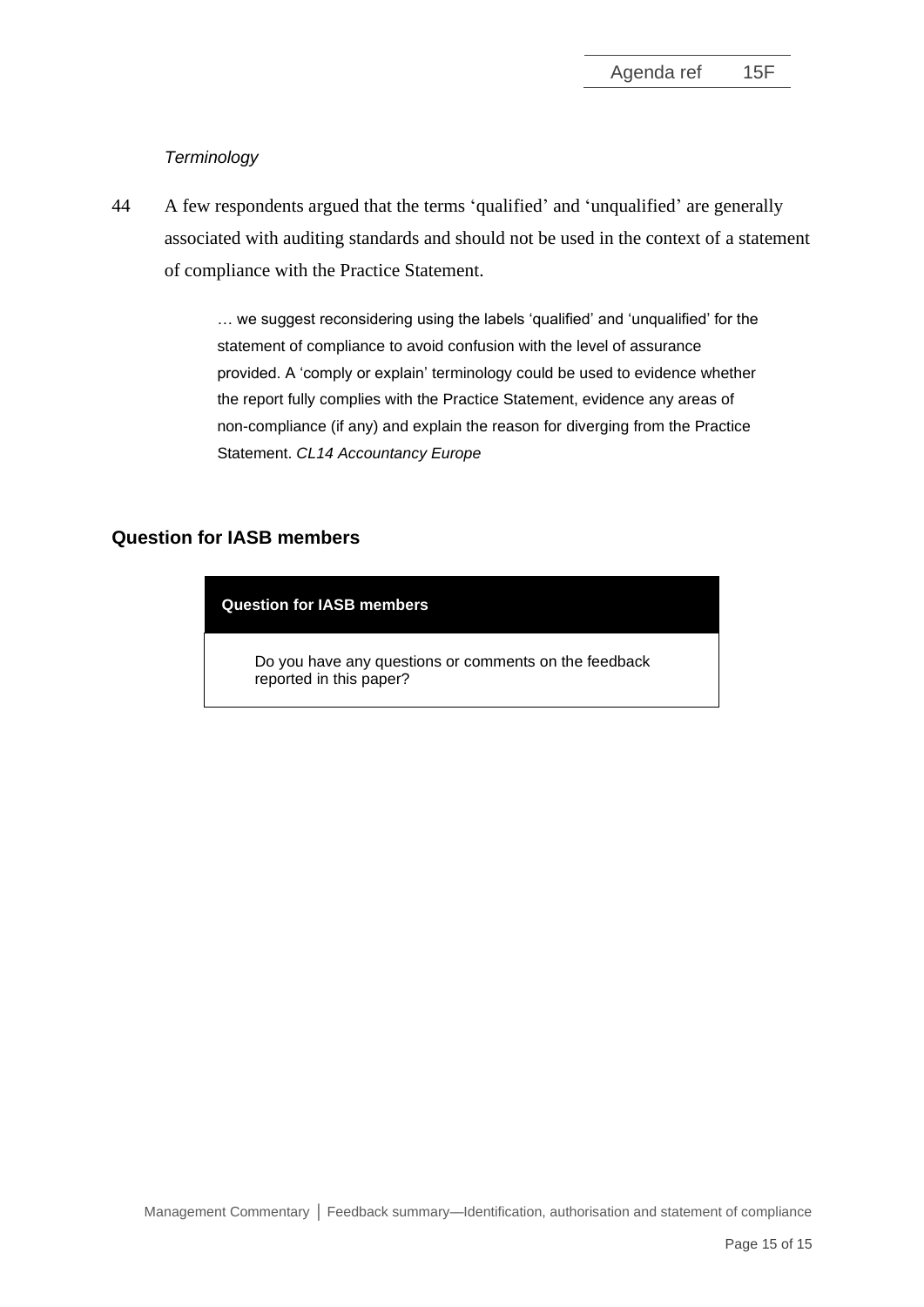*Terminology*

44 A few respondents argued that the terms 'qualified' and 'unqualified' are generally associated with auditing standards and should not be used in the context of a statement of compliance with the Practice Statement.

> … we suggest reconsidering using the labels 'qualified' and 'unqualified' for the statement of compliance to avoid confusion with the level of assurance provided. A 'comply or explain' terminology could be used to evidence whether the report fully complies with the Practice Statement, evidence any areas of non-compliance (if any) and explain the reason for diverging from the Practice Statement. *CL14 Accountancy Europe*

## Question for IASB members

**Question for IASB members**

Do you have any questions or comments on the feedback reported in this paper?